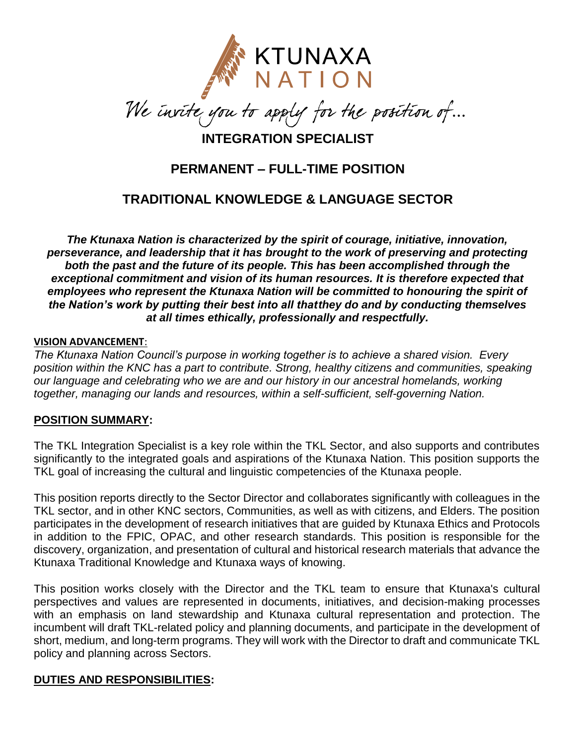KTUNAXA NATION

*We invite you to apply for the position of…*

# INTEGRATION SPECIALIST

## PERMANENT – FULL-TIME POSITION

## TRADITIONAL KNOWLEDGE & LANGUAGE SECTOR

***The Ktunaxa Nation is characterized by the spirit of courage, initiative, innovation, perseverance, and leadership that it has brought to the work of preserving and protecting both the past and the future of its people. This has been accomplished through the exceptional commitment and vision of its human resources. It is therefore expected that employees who represent the Ktunaxa Nation will be committed to honouring the spirit of the Nation's work by putting their best into all thatthey do and by conducting themselves at all times ethically, professionally and respectfully.***

**VISION ADVANCEMENT**:

*The Ktunaxa Nation Council's purpose in working together is to achieve a shared vision. Every position within the KNC has a part to contribute. Strong, healthy citizens and communities, speaking our language and celebrating who we are and our history in our ancestral homelands, working together, managing our lands and resources, within a self-sufficient, self-governing Nation.*

**POSITION SUMMARY:**

The TKL Integration Specialist is a key role within the TKL Sector, and also supports and contributes significantly to the integrated goals and aspirations of the Ktunaxa Nation. This position supports the TKL goal of increasing the cultural and linguistic competencies of the Ktunaxa people.

This position reports directly to the Sector Director and collaborates significantly with colleagues in the TKL sector, and in other KNC sectors, Communities, as well as with citizens, and Elders. The position participates in the development of research initiatives that are guided by Ktunaxa Ethics and Protocols in addition to the FPIC, OPAC, and other research standards. This position is responsible for the discovery, organization, and presentation of cultural and historical research materials that advance the Ktunaxa Traditional Knowledge and Ktunaxa ways of knowing.

This position works closely with the Director and the TKL team to ensure that Ktunaxa's cultural perspectives and values are represented in documents, initiatives, and decision-making processes with an emphasis on land stewardship and Ktunaxa cultural representation and protection. The incumbent will draft TKL-related policy and planning documents, and participate in the development of short, medium, and long-term programs. They will work with the Director to draft and communicate TKL policy and planning across Sectors.

**DUTIES AND RESPONSIBILITIES:**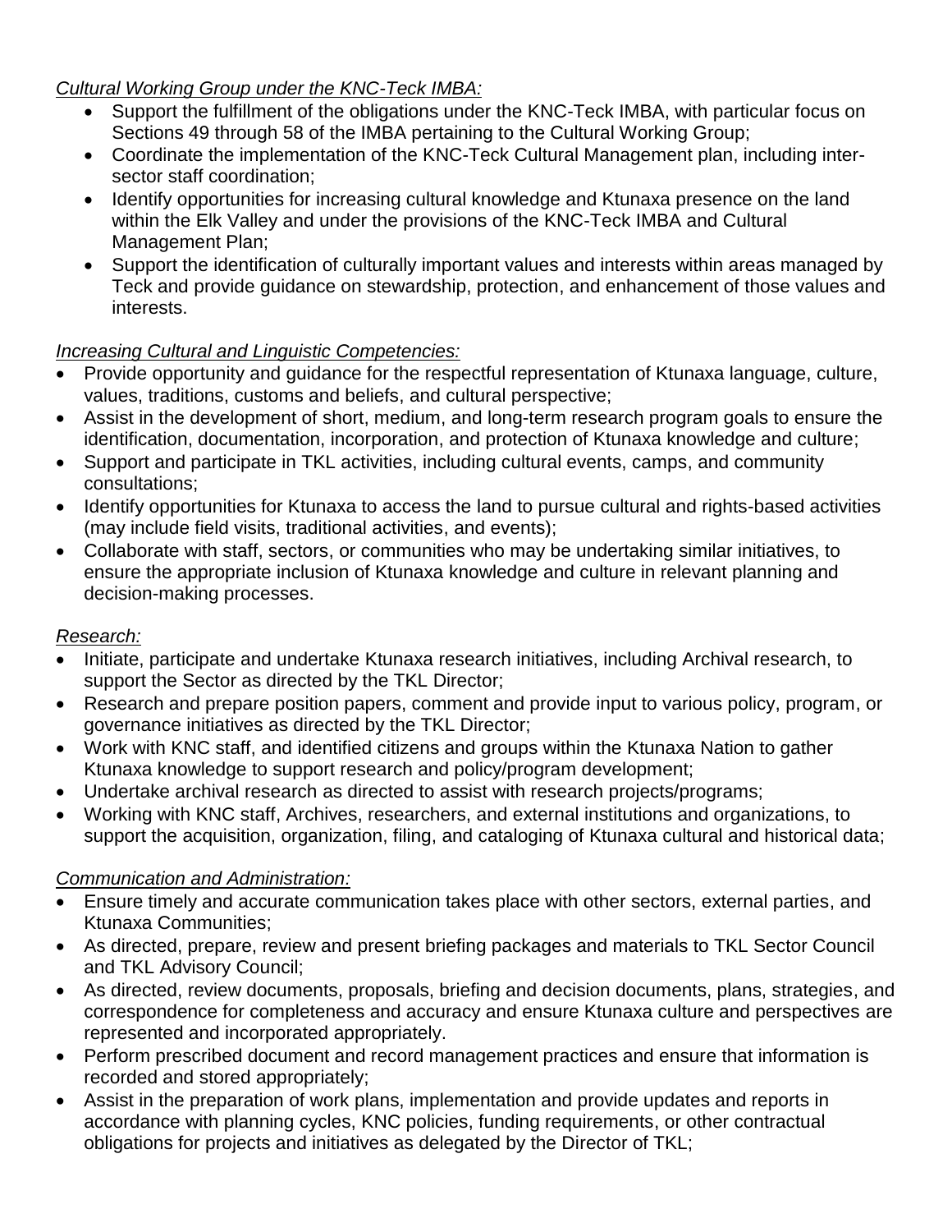*Cultural Working Group under the KNC-Teck IMBA:*

- Support the fulfillment of the obligations under the KNC-Teck IMBA, with particular focus on Sections 49 through 58 of the IMBA pertaining to the Cultural Working Group;
- Coordinate the implementation of the KNC-Teck Cultural Management plan, including inter-sector staff coordination;
- Identify opportunities for increasing cultural knowledge and Ktunaxa presence on the land within the Elk Valley and under the provisions of the KNC-Teck IMBA and Cultural Management Plan;
- Support the identification of culturally important values and interests within areas managed by Teck and provide guidance on stewardship, protection, and enhancement of those values and interests.

*Increasing Cultural and Linguistic Competencies:*

- Provide opportunity and guidance for the respectful representation of Ktunaxa language, culture, values, traditions, customs and beliefs, and cultural perspective;
- Assist in the development of short, medium, and long-term research program goals to ensure the identification, documentation, incorporation, and protection of Ktunaxa knowledge and culture;
- Support and participate in TKL activities, including cultural events, camps, and community consultations;
- Identify opportunities for Ktunaxa to access the land to pursue cultural and rights-based activities (may include field visits, traditional activities, and events);
- Collaborate with staff, sectors, or communities who may be undertaking similar initiatives, to ensure the appropriate inclusion of Ktunaxa knowledge and culture in relevant planning and decision-making processes.

*Research:*

- Initiate, participate and undertake Ktunaxa research initiatives, including Archival research, to support the Sector as directed by the TKL Director;
- Research and prepare position papers, comment and provide input to various policy, program, or governance initiatives as directed by the TKL Director;
- Work with KNC staff, and identified citizens and groups within the Ktunaxa Nation to gather Ktunaxa knowledge to support research and policy/program development;
- Undertake archival research as directed to assist with research projects/programs;
- Working with KNC staff, Archives, researchers, and external institutions and organizations, to support the acquisition, organization, filing, and cataloging of Ktunaxa cultural and historical data;

*Communication and Administration:*

- Ensure timely and accurate communication takes place with other sectors, external parties, and Ktunaxa Communities;
- As directed, prepare, review and present briefing packages and materials to TKL Sector Council and TKL Advisory Council;
- As directed, review documents, proposals, briefing and decision documents, plans, strategies, and correspondence for completeness and accuracy and ensure Ktunaxa culture and perspectives are represented and incorporated appropriately.
- Perform prescribed document and record management practices and ensure that information is recorded and stored appropriately;
- Assist in the preparation of work plans, implementation and provide updates and reports in accordance with planning cycles, KNC policies, funding requirements, or other contractual obligations for projects and initiatives as delegated by the Director of TKL;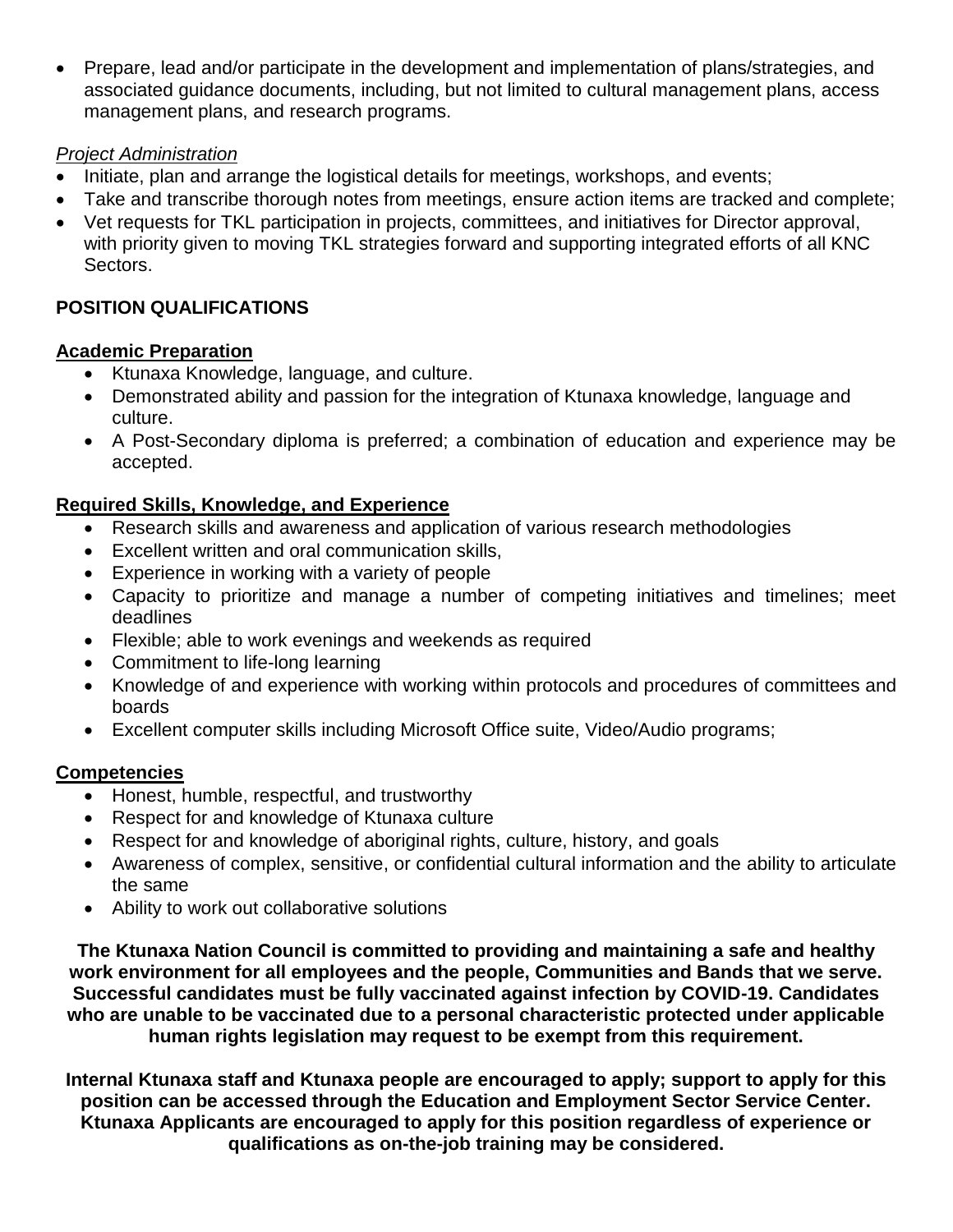- Prepare, lead and/or participate in the development and implementation of plans/strategies, and associated guidance documents, including, but not limited to cultural management plans, access management plans, and research programs.

*Project Administration*

- Initiate, plan and arrange the logistical details for meetings, workshops, and events;
- Take and transcribe thorough notes from meetings, ensure action items are tracked and complete;
- Vet requests for TKL participation in projects, committees, and initiatives for Director approval, with priority given to moving TKL strategies forward and supporting integrated efforts of all KNC Sectors.

## POSITION QUALIFICATIONS

### Academic Preparation

- Ktunaxa Knowledge, language, and culture.
- Demonstrated ability and passion for the integration of Ktunaxa knowledge, language and culture.
- A Post-Secondary diploma is preferred; a combination of education and experience may be accepted.

### Required Skills, Knowledge, and Experience

- Research skills and awareness and application of various research methodologies
- Excellent written and oral communication skills,
- Experience in working with a variety of people
- Capacity to prioritize and manage a number of competing initiatives and timelines; meet deadlines
- Flexible; able to work evenings and weekends as required
- Commitment to life-long learning
- Knowledge of and experience with working within protocols and procedures of committees and boards
- Excellent computer skills including Microsoft Office suite, Video/Audio programs;

### Competencies

- Honest, humble, respectful, and trustworthy
- Respect for and knowledge of Ktunaxa culture
- Respect for and knowledge of aboriginal rights, culture, history, and goals
- Awareness of complex, sensitive, or confidential cultural information and the ability to articulate the same
- Ability to work out collaborative solutions

**The Ktunaxa Nation Council is committed to providing and maintaining a safe and healthy work environment for all employees and the people, Communities and Bands that we serve. Successful candidates must be fully vaccinated against infection by COVID-19. Candidates who are unable to be vaccinated due to a personal characteristic protected under applicable human rights legislation may request to be exempt from this requirement.**

**Internal Ktunaxa staff and Ktunaxa people are encouraged to apply; support to apply for this position can be accessed through the Education and Employment Sector Service Center. Ktunaxa Applicants are encouraged to apply for this position regardless of experience or qualifications as on-the-job training may be considered.**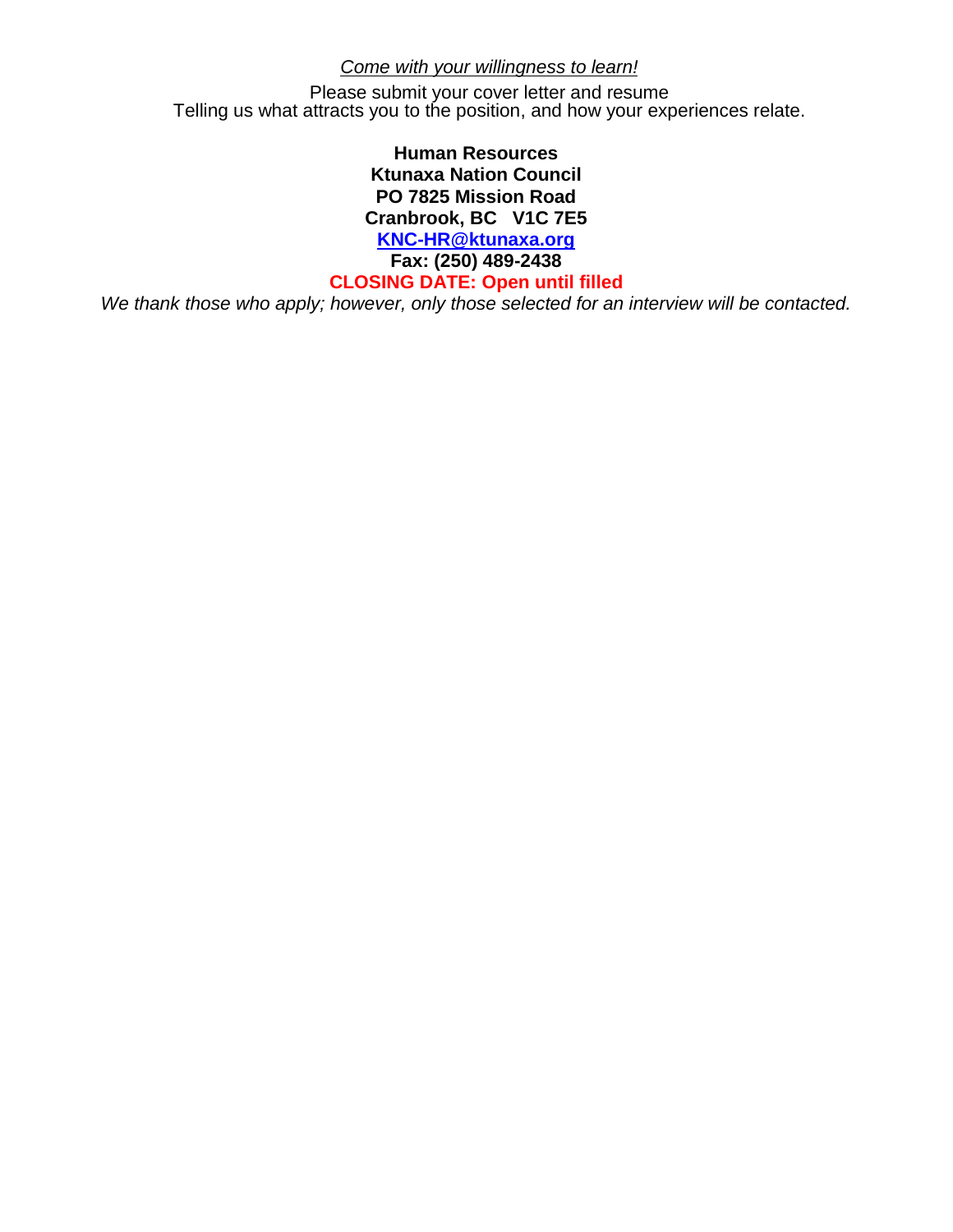*Come with your willingness to learn!*

Please submit your cover letter and resume
Telling us what attracts you to the position, and how your experiences relate.

**Human Resources**
**Ktunaxa Nation Council**
**PO 7825 Mission Road**
**Cranbrook, BC V1C 7E5**
**KNC-HR@ktunaxa.org**
**Fax: (250) 489-2438**

**CLOSING DATE: Open until filled**

*We thank those who apply; however, only those selected for an interview will be contacted.*